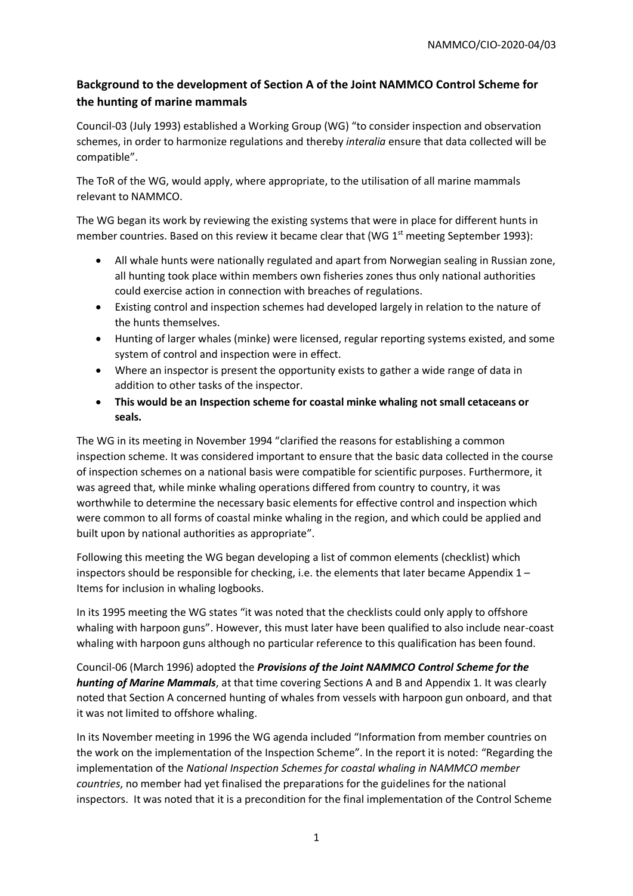## Background to the development of Section A of the Joint NAMMCO Control Scheme for the hunting of marine mammals

Council-03 (July 1993) established a Working Group (WG) "to consider inspection and observation schemes, in order to harmonize regulations and thereby *interalia* ensure that data collected will be compatible".

The ToR of the WG, would apply, where appropriate, to the utilisation of all marine mammals relevant to NAMMCO.

The WG began its work by reviewing the existing systems that were in place for different hunts in member countries. Based on this review it became clear that (WG 1st meeting September 1993):

- All whale hunts were nationally regulated and apart from Norwegian sealing in Russian zone, all hunting took place within members own fisheries zones thus only national authorities could exercise action in connection with breaches of regulations.
- Existing control and inspection schemes had developed largely in relation to the nature of the hunts themselves.
- Hunting of larger whales (minke) were licensed, regular reporting systems existed, and some system of control and inspection were in effect.
- Where an inspector is present the opportunity exists to gather a wide range of data in addition to other tasks of the inspector.
- **This would be an Inspection scheme for coastal minke whaling not small cetaceans or seals.**

The WG in its meeting in November 1994 "clarified the reasons for establishing a common inspection scheme. It was considered important to ensure that the basic data collected in the course of inspection schemes on a national basis were compatible for scientific purposes. Furthermore, it was agreed that, while minke whaling operations differed from country to country, it was worthwhile to determine the necessary basic elements for effective control and inspection which were common to all forms of coastal minke whaling in the region, and which could be applied and built upon by national authorities as appropriate".

Following this meeting the WG began developing a list of common elements (checklist) which inspectors should be responsible for checking, i.e. the elements that later became Appendix 1 – Items for inclusion in whaling logbooks.

In its 1995 meeting the WG states "it was noted that the checklists could only apply to offshore whaling with harpoon guns". However, this must later have been qualified to also include near-coast whaling with harpoon guns although no particular reference to this qualification has been found.

Council-06 (March 1996) adopted the ***Provisions of the Joint NAMMCO Control Scheme for the hunting of Marine Mammals***, at that time covering Sections A and B and Appendix 1. It was clearly noted that Section A concerned hunting of whales from vessels with harpoon gun onboard, and that it was not limited to offshore whaling.

In its November meeting in 1996 the WG agenda included "Information from member countries on the work on the implementation of the Inspection Scheme". In the report it is noted: "Regarding the implementation of the *National Inspection Schemes for coastal whaling in NAMMCO member countries*, no member had yet finalised the preparations for the guidelines for the national inspectors. It was noted that it is a precondition for the final implementation of the Control Scheme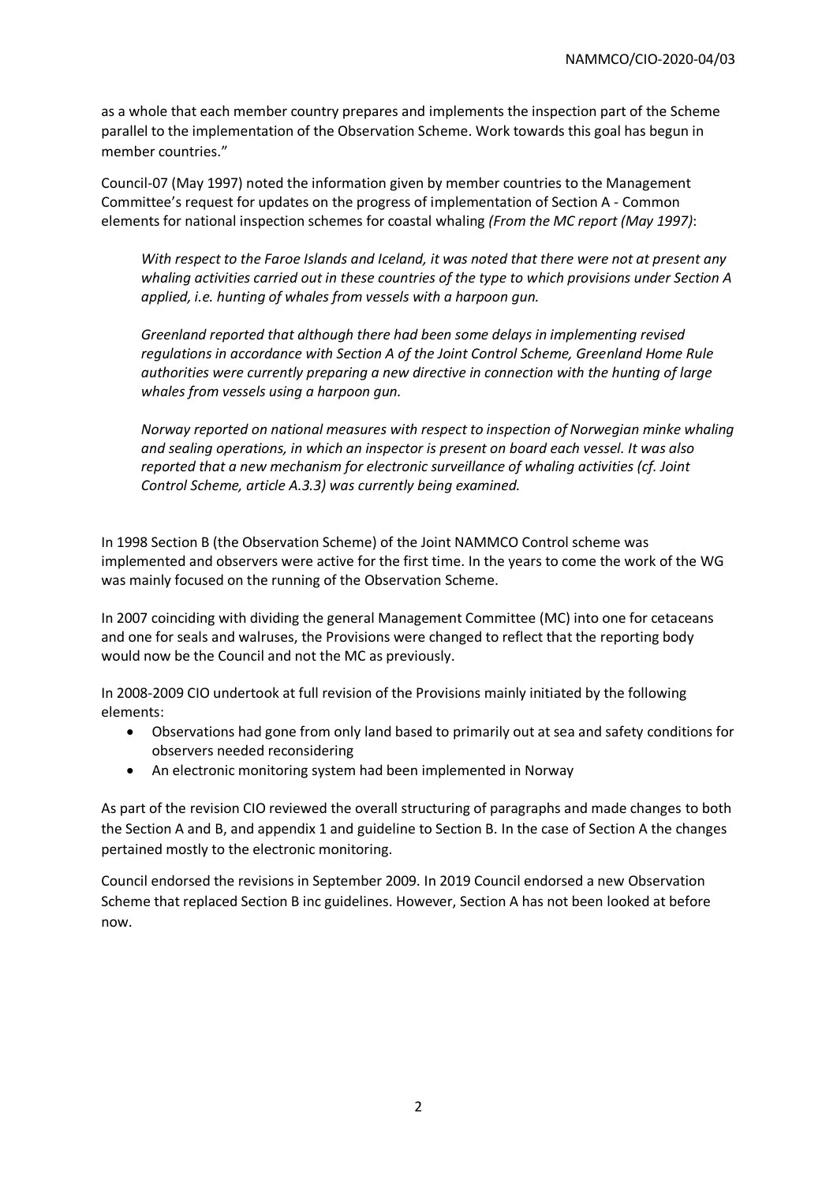as a whole that each member country prepares and implements the inspection part of the Scheme parallel to the implementation of the Observation Scheme. Work towards this goal has begun in member countries."

Council-07 (May 1997) noted the information given by member countries to the Management Committee's request for updates on the progress of implementation of Section A - Common elements for national inspection schemes for coastal whaling *(From the MC report (May 1997)*:

> *With respect to the Faroe Islands and Iceland, it was noted that there were not at present any whaling activities carried out in these countries of the type to which provisions under Section A applied, i.e. hunting of whales from vessels with a harpoon gun.*
>
> *Greenland reported that although there had been some delays in implementing revised regulations in accordance with Section A of the Joint Control Scheme, Greenland Home Rule authorities were currently preparing a new directive in connection with the hunting of large whales from vessels using a harpoon gun.*
>
> *Norway reported on national measures with respect to inspection of Norwegian minke whaling and sealing operations, in which an inspector is present on board each vessel. It was also reported that a new mechanism for electronic surveillance of whaling activities (cf. Joint Control Scheme, article A.3.3) was currently being examined.*

In 1998 Section B (the Observation Scheme) of the Joint NAMMCO Control scheme was implemented and observers were active for the first time. In the years to come the work of the WG was mainly focused on the running of the Observation Scheme.

In 2007 coinciding with dividing the general Management Committee (MC) into one for cetaceans and one for seals and walruses, the Provisions were changed to reflect that the reporting body would now be the Council and not the MC as previously.

In 2008-2009 CIO undertook at full revision of the Provisions mainly initiated by the following elements:

- Observations had gone from only land based to primarily out at sea and safety conditions for observers needed reconsidering
- An electronic monitoring system had been implemented in Norway

As part of the revision CIO reviewed the overall structuring of paragraphs and made changes to both the Section A and B, and appendix 1 and guideline to Section B. In the case of Section A the changes pertained mostly to the electronic monitoring.

Council endorsed the revisions in September 2009. In 2019 Council endorsed a new Observation Scheme that replaced Section B inc guidelines. However, Section A has not been looked at before now.